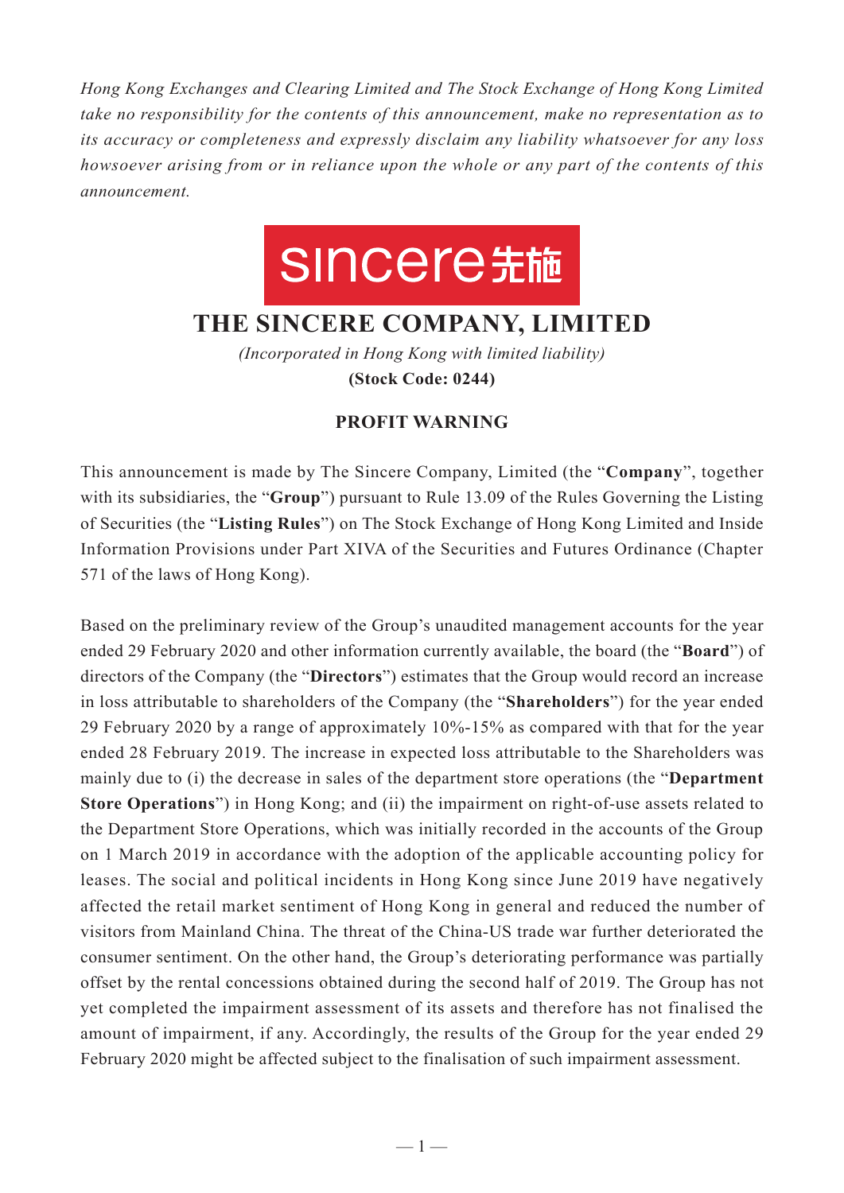*Hong Kong Exchanges and Clearing Limited and The Stock Exchange of Hong Kong Limited take no responsibility for the contents of this announcement, make no representation as to its accuracy or completeness and expressly disclaim any liability whatsoever for any loss howsoever arising from or in reliance upon the whole or any part of the contents of this announcement.*

sincere先施

# THE SINCERE COMPANY, LIMITED

*(Incorporated in Hong Kong with limited liability)*

**(Stock Code: 0244)**

## PROFIT WARNING

This announcement is made by The Sincere Company, Limited (the "**Company**", together with its subsidiaries, the "**Group**") pursuant to Rule 13.09 of the Rules Governing the Listing of Securities (the "**Listing Rules**") on The Stock Exchange of Hong Kong Limited and Inside Information Provisions under Part XIVA of the Securities and Futures Ordinance (Chapter 571 of the laws of Hong Kong).

Based on the preliminary review of the Group's unaudited management accounts for the year ended 29 February 2020 and other information currently available, the board (the "**Board**") of directors of the Company (the "**Directors**") estimates that the Group would record an increase in loss attributable to shareholders of the Company (the "**Shareholders**") for the year ended 29 February 2020 by a range of approximately 10%-15% as compared with that for the year ended 28 February 2019. The increase in expected loss attributable to the Shareholders was mainly due to (i) the decrease in sales of the department store operations (the "**Department Store Operations**") in Hong Kong; and (ii) the impairment on right-of-use assets related to the Department Store Operations, which was initially recorded in the accounts of the Group on 1 March 2019 in accordance with the adoption of the applicable accounting policy for leases. The social and political incidents in Hong Kong since June 2019 have negatively affected the retail market sentiment of Hong Kong in general and reduced the number of visitors from Mainland China. The threat of the China-US trade war further deteriorated the consumer sentiment. On the other hand, the Group's deteriorating performance was partially offset by the rental concessions obtained during the second half of 2019. The Group has not yet completed the impairment assessment of its assets and therefore has not finalised the amount of impairment, if any. Accordingly, the results of the Group for the year ended 29 February 2020 might be affected subject to the finalisation of such impairment assessment.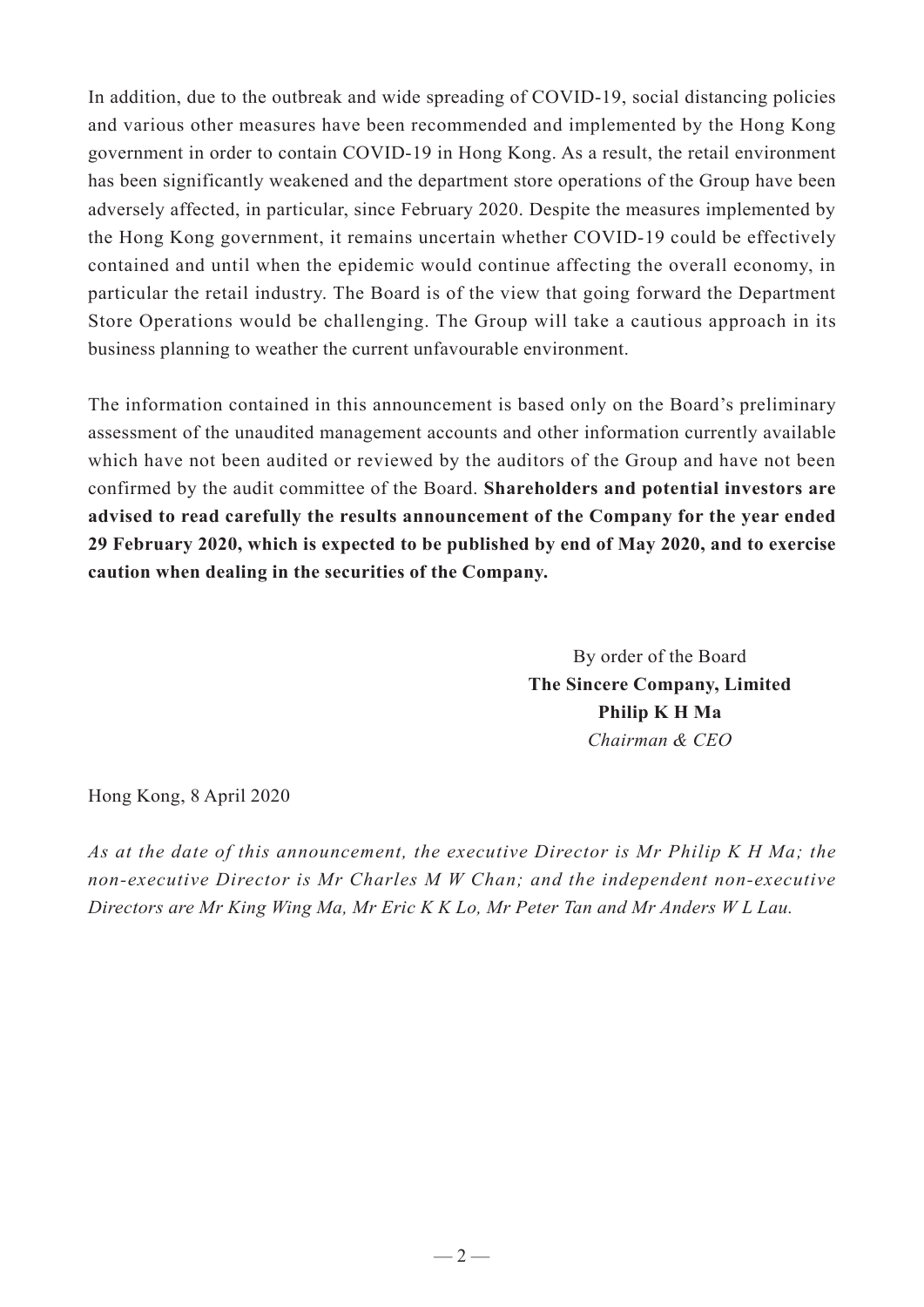In addition, due to the outbreak and wide spreading of COVID-19, social distancing policies and various other measures have been recommended and implemented by the Hong Kong government in order to contain COVID-19 in Hong Kong. As a result, the retail environment has been significantly weakened and the department store operations of the Group have been adversely affected, in particular, since February 2020. Despite the measures implemented by the Hong Kong government, it remains uncertain whether COVID-19 could be effectively contained and until when the epidemic would continue affecting the overall economy, in particular the retail industry. The Board is of the view that going forward the Department Store Operations would be challenging. The Group will take a cautious approach in its business planning to weather the current unfavourable environment.

The information contained in this announcement is based only on the Board's preliminary assessment of the unaudited management accounts and other information currently available which have not been audited or reviewed by the auditors of the Group and have not been confirmed by the audit committee of the Board. **Shareholders and potential investors are advised to read carefully the results announcement of the Company for the year ended 29 February 2020, which is expected to be published by end of May 2020, and to exercise caution when dealing in the securities of the Company.**

By order of the Board
**The Sincere Company, Limited**
**Philip K H Ma**
*Chairman & CEO*

Hong Kong, 8 April 2020

*As at the date of this announcement, the executive Director is Mr Philip K H Ma; the non-executive Director is Mr Charles M W Chan; and the independent non-executive Directors are Mr King Wing Ma, Mr Eric K K Lo, Mr Peter Tan and Mr Anders W L Lau.*